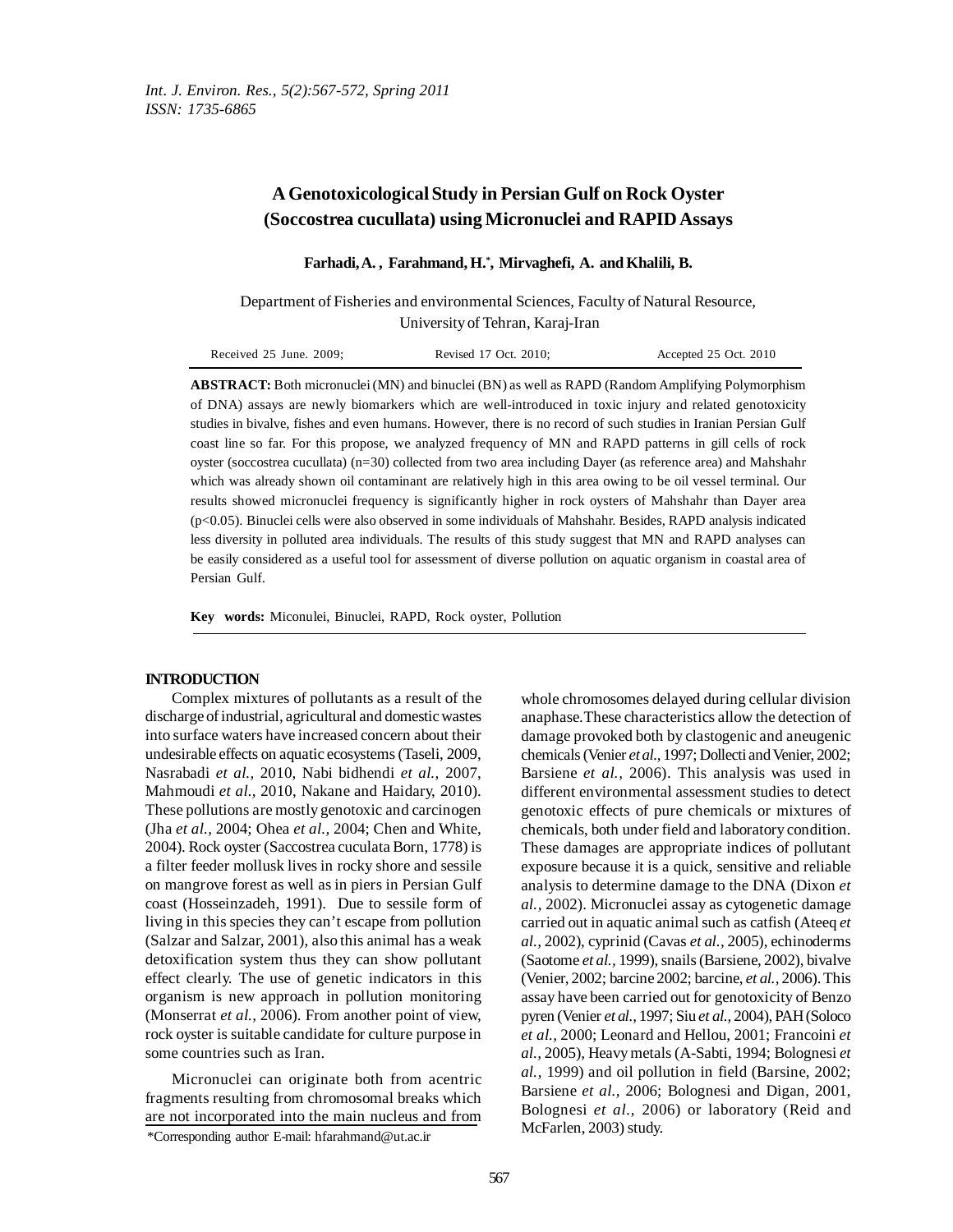# A Genotoxicological Study in Persian Gulf on Rock Oyster (Soccostrea cucullata) using Micronuclei and RAPID Assays

**Farhadi, A. , Farahmand, H.\*, Mirvaghefi, A. and Khalili, B.**

Department of Fisheries and environmental Sciences, Faculty of Natural Resource, University of Tehran, Karaj-Iran

Received 25 June. 2009; Revised 17 Oct. 2010; Accepted 25 Oct. 2010

**ABSTRACT:** Both micronuclei (MN) and binuclei (BN) as well as RAPD (Random Amplifying Polymorphism of DNA) assays are newly biomarkers which are well-introduced in toxic injury and related genotoxicity studies in bivalve, fishes and even humans. However, there is no record of such studies in Iranian Persian Gulf coast line so far. For this propose, we analyzed frequency of MN and RAPD patterns in gill cells of rock oyster (soccostrea cucullata) (n=30) collected from two area including Dayer (as reference area) and Mahshahr which was already shown oil contaminant are relatively high in this area owing to be oil vessel terminal. Our results showed micronuclei frequency is significantly higher in rock oysters of Mahshahr than Dayer area ($p<0.05$). Binuclei cells were also observed in some individuals of Mahshahr. Besides, RAPD analysis indicated less diversity in polluted area individuals. The results of this study suggest that MN and RAPD analyses can be easily considered as a useful tool for assessment of diverse pollution on aquatic organism in coastal area of Persian Gulf.

**Key words:** Miconulei, Binuclei, RAPD, Rock oyster, Pollution

## INTRODUCTION

Complex mixtures of pollutants as a result of the discharge of industrial, agricultural and domestic wastes into surface waters have increased concern about their undesirable effects on aquatic ecosystems (Taseli, 2009, Nasrabadi *et al.,* 2010, Nabi bidhendi *et al.,* 2007, Mahmoudi *et al.,* 2010, Nakane and Haidary, 2010). These pollutions are mostly genotoxic and carcinogen (Jha *et al.,* 2004; Ohea *et al.,* 2004; Chen and White, 2004). Rock oyster (Saccostrea cuculata Born, 1778) is a filter feeder mollusk lives in rocky shore and sessile on mangrove forest as well as in piers in Persian Gulf coast (Hosseinzadeh, 1991). Due to sessile form of living in this species they can't escape from pollution (Salzar and Salzar, 2001), also this animal has a weak detoxification system thus they can show pollutant effect clearly. The use of genetic indicators in this organism is new approach in pollution monitoring (Monserrat *et al.,* 2006). From another point of view, rock oyster is suitable candidate for culture purpose in some countries such as Iran.

Micronuclei can originate both from acentric fragments resulting from chromosomal breaks which are not incorporated into the main nucleus and from whole chromosomes delayed during cellular division anaphase. These characteristics allow the detection of damage provoked both by clastogenic and aneugenic chemicals (Venier *et al.,* 1997; Dollecti and Venier, 2002; Barsiene *et al.,* 2006). This analysis was used in different environmental assessment studies to detect genotoxic effects of pure chemicals or mixtures of chemicals, both under field and laboratory condition. These damages are appropriate indices of pollutant exposure because it is a quick, sensitive and reliable analysis to determine damage to the DNA (Dixon *et al.,* 2002). Micronuclei assay as cytogenetic damage carried out in aquatic animal such as catfish (Ateeq *et al.,* 2002), cyprinid (Cavas *et al.,* 2005), echinoderms (Saotome *et al.,* 1999), snails (Barsiene, 2002), bivalve (Venier, 2002; barcine 2002; barcine, *et al.,* 2006). This assay have been carried out for genotoxicity of Benzo pyren (Venier *et al.,* 1997; Siu *et al.,* 2004), PAH (Soloco *et al.,* 2000; Leonard and Hellou, 2001; Francoini *et al.,* 2005), Heavy metals (A-Sabti, 1994; Bolognesi *et al.,* 1999) and oil pollution in field (Barsine, 2002; Barsiene *et al.,* 2006; Bolognesi and Digan, 2001, Bolognesi *et al.,* 2006) or laboratory (Reid and McFarlen, 2003) study.

\*Corresponding author E-mail: hfarahmand@ut.ac.ir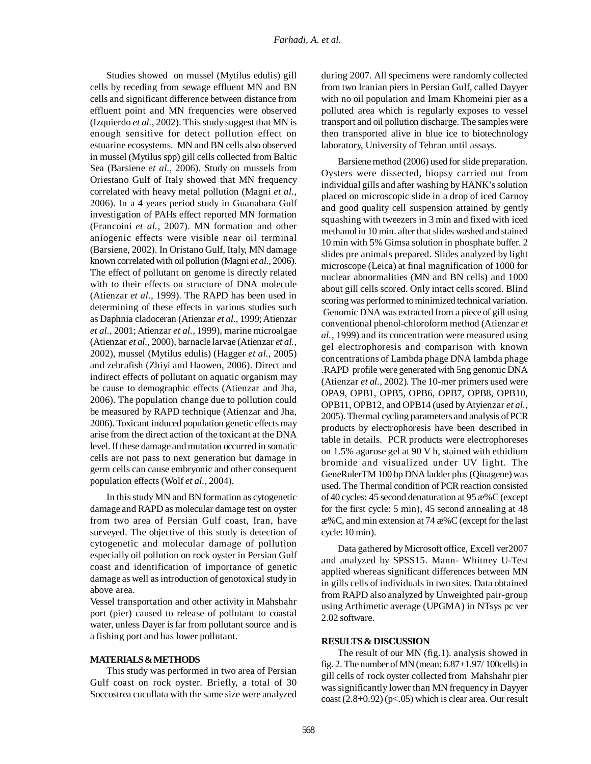Studies showed on mussel (Mytilus edulis) gill cells by receding from sewage effluent MN and BN cells and significant difference between distance from effluent point and MN frequencies were observed (Izquierdo *et al.,* 2002). This study suggest that MN is enough sensitive for detect pollution effect on estuarine ecosystems. MN and BN cells also observed in mussel (Mytilus spp) gill cells collected from Baltic Sea (Barsiene *et al.,* 2006). Study on mussels from Oriestano Gulf of Italy showed that MN frequency correlated with heavy metal pollution (Magni *et al.,* 2006). In a 4 years period study in Guanabara Gulf investigation of PAHs effect reported MN formation (Francoini *et al.,* 2007). MN formation and other aniogenic effects were visible near oil terminal (Barsiene, 2002). In Oristano Gulf, Italy, MN damage known correlated with oil pollution (Magni *et al.*, 2006). The effect of pollutant on genome is directly related with to their effects on structure of DNA molecule (Atienzar *et al.,* 1999). The RAPD has been used in determining of these effects in various studies such as Daphnia cladoceran (Atienzar *et al.,* 1999; Atienzar *et al.,* 2001; Atienzar *et al.,* 1999), marine microalgae (Atienzar *et al.,* 2000), barnacle larvae (Atienzar *et al.,* 2002), mussel (Mytilus edulis) (Hagger *et al.,* 2005) and zebrafish (Zhiyi and Haowen, 2006). Direct and indirect effects of pollutant on aquatic organism may be cause to demographic effects (Atienzar and Jha, 2006). The population change due to pollution could be measured by RAPD technique (Atienzar and Jha, 2006). Toxicant induced population genetic effects may arise from the direct action of the toxicant at the DNA level. If these damage and mutation occurred in somatic cells are not pass to next generation but damage in germ cells can cause embryonic and other consequent population effects (Wolf *et al.,* 2004).

In this study MN and BN formation as cytogenetic damage and RAPD as molecular damage test on oyster from two area of Persian Gulf coast, Iran, have surveyed. The objective of this study is detection of cytogenetic and molecular damage of pollution especially oil pollution on rock oyster in Persian Gulf coast and identification of importance of genetic damage as well as introduction of genotoxical study in above area.
Vessel transportation and other activity in Mahshahr port (pier) caused to release of pollutant to coastal water, unless Dayer is far from pollutant source and is a fishing port and has lower pollutant.

## MATERIALS & METHODS

This study was performed in two area of Persian Gulf coast on rock oyster. Briefly, a total of 30 Soccostrea cucullata with the same size were analyzed during 2007. All specimens were randomly collected from two Iranian piers in Persian Gulf, called Dayyer with no oil population and Imam Khomeini pier as a polluted area which is regularly exposes to vessel transport and oil pollution discharge. The samples were then transported alive in blue ice to biotechnology laboratory, University of Tehran until assays.

Barsiene method (2006) used for slide preparation. Oysters were dissected, biopsy carried out from individual gills and after washing by HANK's solution placed on microscopic slide in a drop of iced Carnoy and good quality cell suspension attained by gently squashing with tweezers in 3 min and fixed with iced methanol in 10 min. after that slides washed and stained 10 min with 5% Gimsa solution in phosphate buffer. 2 slides pre animals prepared. Slides analyzed by light microscope (Leica) at final magnification of 1000 for nuclear abnormalities (MN and BN cells) and 1000 about gill cells scored. Only intact cells scored. Blind scoring was performed to minimized technical variation. Genomic DNA was extracted from a piece of gill using conventional phenol-chloroform method (Atienzar *et al.,* 1999) and its concentration were measured using gel electrophoresis and comparison with known concentrations of Lambda phage DNA lambda phage .RAPD profile were generated with 5ng genomic DNA (Atienzar *et al.,* 2002). The 10-mer primers used were OPA9, OPB1, OPB5, OPB6, OPB7, OPB8, OPB10, OPB11, OPB12, and OPB14 (used by Atyienzar *et al.,* 2005). Thermal cycling parameters and analysis of PCR products by electrophoresis have been described in table in details. PCR products were electrophoreses on 1.5% agarose gel at 90 V h, stained with ethidium bromide and visualized under UV light. The GeneRulerTM 100 bp DNA ladder plus (Qiuagene) was used. The Thermal condition of PCR reaction consisted of 40 cycles: 45 second denaturation at 95 æ%C (except for the first cycle: 5 min), 45 second annealing at 48 æ%C, and min extension at 74 æ%C (except for the last cycle: 10 min).

Data gathered by Microsoft office, Excell ver2007 and analyzed by SPSS15. Mann- Whitney U-Test applied whereas significant differences between MN in gills cells of individuals in two sites. Data obtained from RAPD also analyzed by Unweighted pair-group using Arthimetic average (UPGMA) in NTsys pc ver 2.02 software.

## RESULTS & DISCUSSION

The result of our MN (fig.1). analysis showed in fig. 2. The number of MN (mean: 6.87+1.97/ 100cells) in gill cells of rock oyster collected from Mahshahr pier was significantly lower than MN frequency in Dayyer coast (2.8+0.92) ($p<.05$) which is clear area. Our result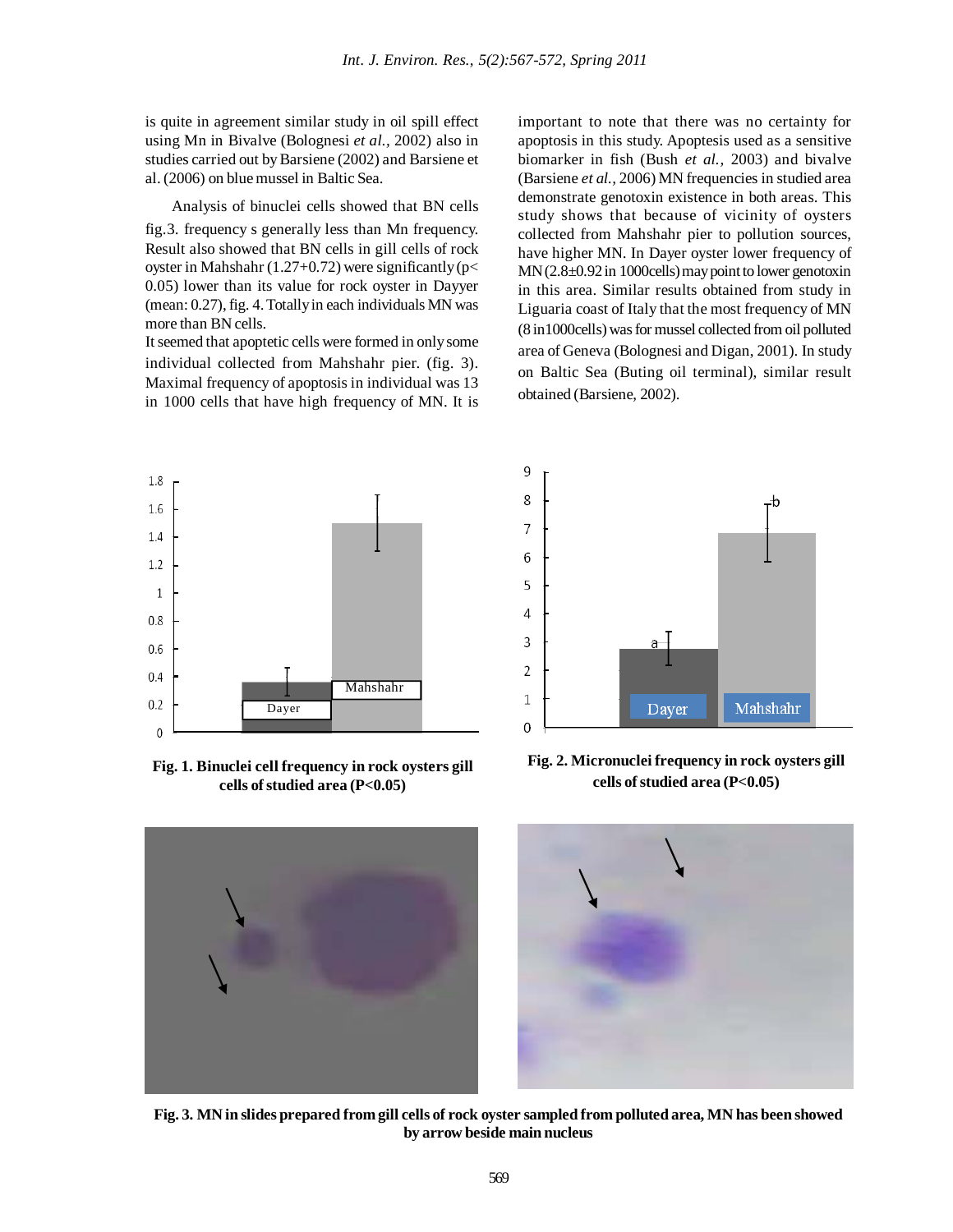is quite in agreement similar study in oil spill effect using Mn in Bivalve (Bolognesi *et al.,* 2002) also in studies carried out by Barsiene (2002) and Barsiene et al. (2006) on blue mussel in Baltic Sea.

Analysis of binuclei cells showed that BN cells fig.3. frequency s generally less than Mn frequency. Result also showed that BN cells in gill cells of rock oyster in Mahshahr (1.27+0.72) were significantly ($p < 0.05$) lower than its value for rock oyster in Dayyer (mean: 0.27), fig. 4. Totally in each individuals MN was more than BN cells.

It seemed that apoptetic cells were formed in only some individual collected from Mahshahr pier. (fig. 3). Maximal frequency of apoptosis in individual was 13 in 1000 cells that have high frequency of MN. It is important to note that there was no certainty for apoptosis in this study. Apoptosis used as a sensitive biomarker in fish (Bush *et al.,* 2003) and bivalve (Barsiene *et al.,* 2006) MN frequencies in studied area demonstrate genotoxin existence in both areas. This study shows that because of vicinity of oysters collected from Mahshahr pier to pollution sources, have higher MN. In Dayer oyster lower frequency of MN (2.8±0.92 in 1000cells) may point to lower genotoxin in this area. Similar results obtained from study in Liguaria coast of Italy that the most frequency of MN (8 in1000cells) was for mussel collected from oil polluted area of Geneva (Bolognesi and Digan, 2001). In study on Baltic Sea (Buting oil terminal), similar result obtained (Barsiene, 2002).

**Fig. 1. Binuclei cell frequency in rock oysters gill cells of studied area (P<0.05)**

**Fig. 2. Micronuclei frequency in rock oysters gill cells of studied area (P<0.05)**

**Fig. 3. MN in slides prepared from gill cells of rock oyster sampled from polluted area, MN has been showed by arrow beside main nucleus**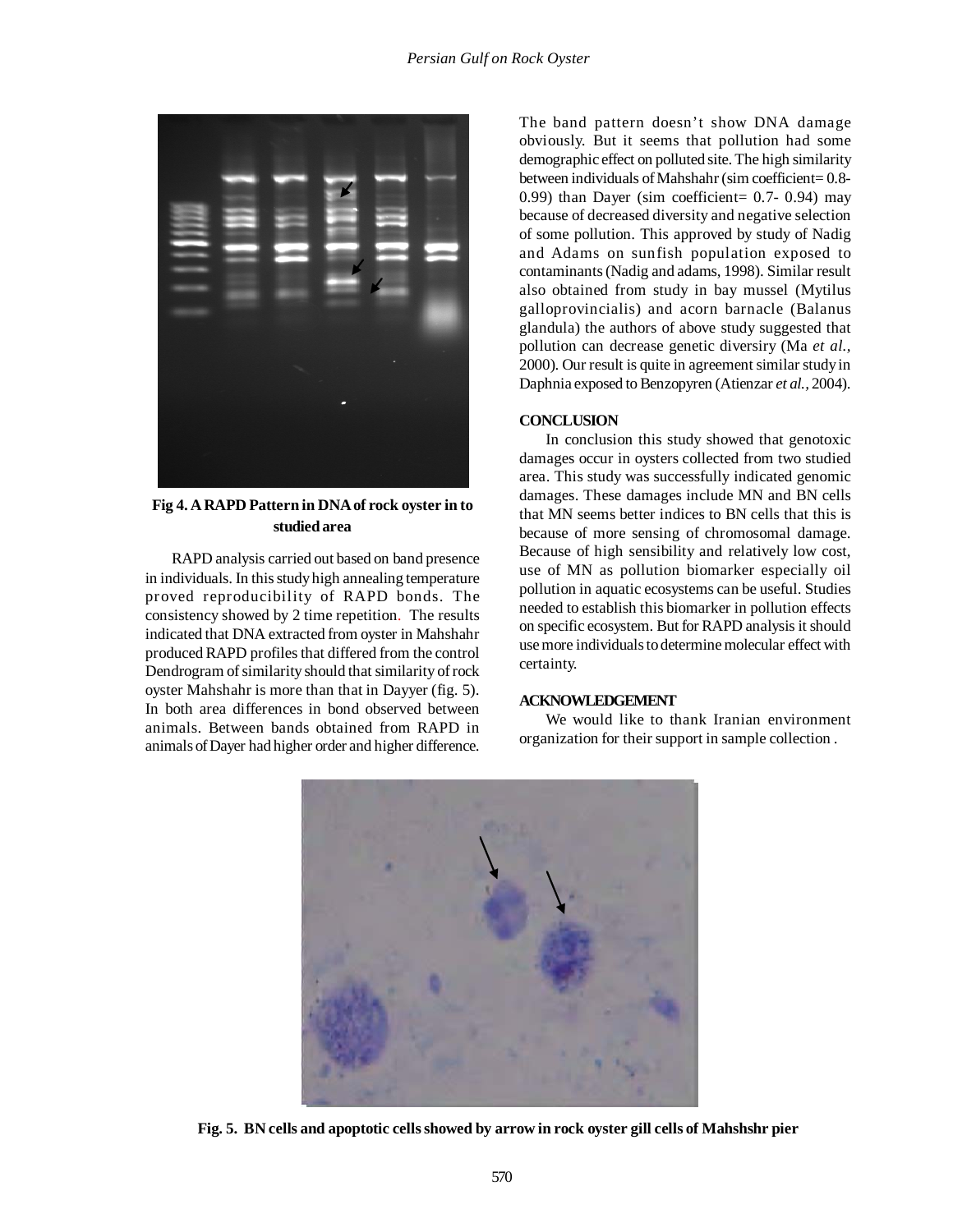Fig 4. A RAPD Pattern in DNA of rock oyster in to studied area

RAPD analysis carried out based on band presence in individuals. In this study high annealing temperature proved reproducibility of RAPD bonds. The consistency showed by 2 time repetition. The results indicated that DNA extracted from oyster in Mahshahr produced RAPD profiles that differed from the control Dendrogram of similarity should that similarity of rock oyster Mahshahr is more than that in Dayyer (fig. 5). In both area differences in bond observed between animals. Between bands obtained from RAPD in animals of Dayer had higher order and higher difference.

The band pattern doesn't show DNA damage obviously. But it seems that pollution had some demographic effect on polluted site. The high similarity between individuals of Mahshahr (sim coefficient= 0.8-0.99) than Dayer (sim coefficient= 0.7- 0.94) may because of decreased diversity and negative selection of some pollution. This approved by study of Nadig and Adams on sunfish population exposed to contaminants (Nadig and adams, 1998). Similar result also obtained from study in bay mussel (Mytilus galloprovincialis) and acorn barnacle (Balanus glandula) the authors of above study suggested that pollution can decrease genetic diversiry (Ma *et al.*, 2000). Our result is quite in agreement similar study in Daphnia exposed to Benzopyren (Atienzar *et al.*, 2004).

## CONCLUSION

In conclusion this study showed that genotoxic damages occur in oysters collected from two studied area. This study was successfully indicated genomic damages. These damages include MN and BN cells that MN seems better indices to BN cells that this is because of more sensing of chromosomal damage. Because of high sensibility and relatively low cost, use of MN as pollution biomarker especially oil pollution in aquatic ecosystems can be useful. Studies needed to establish this biomarker in pollution effects on specific ecosystem. But for RAPD analysis it should use more individuals to determine molecular effect with certainty.

## ACKNOWLEDGEMENT

We would like to thank Iranian environment organization for their support in sample collection .

Fig. 5. BN cells and apoptotic cells showed by arrow in rock oyster gill cells of Mahshshr pier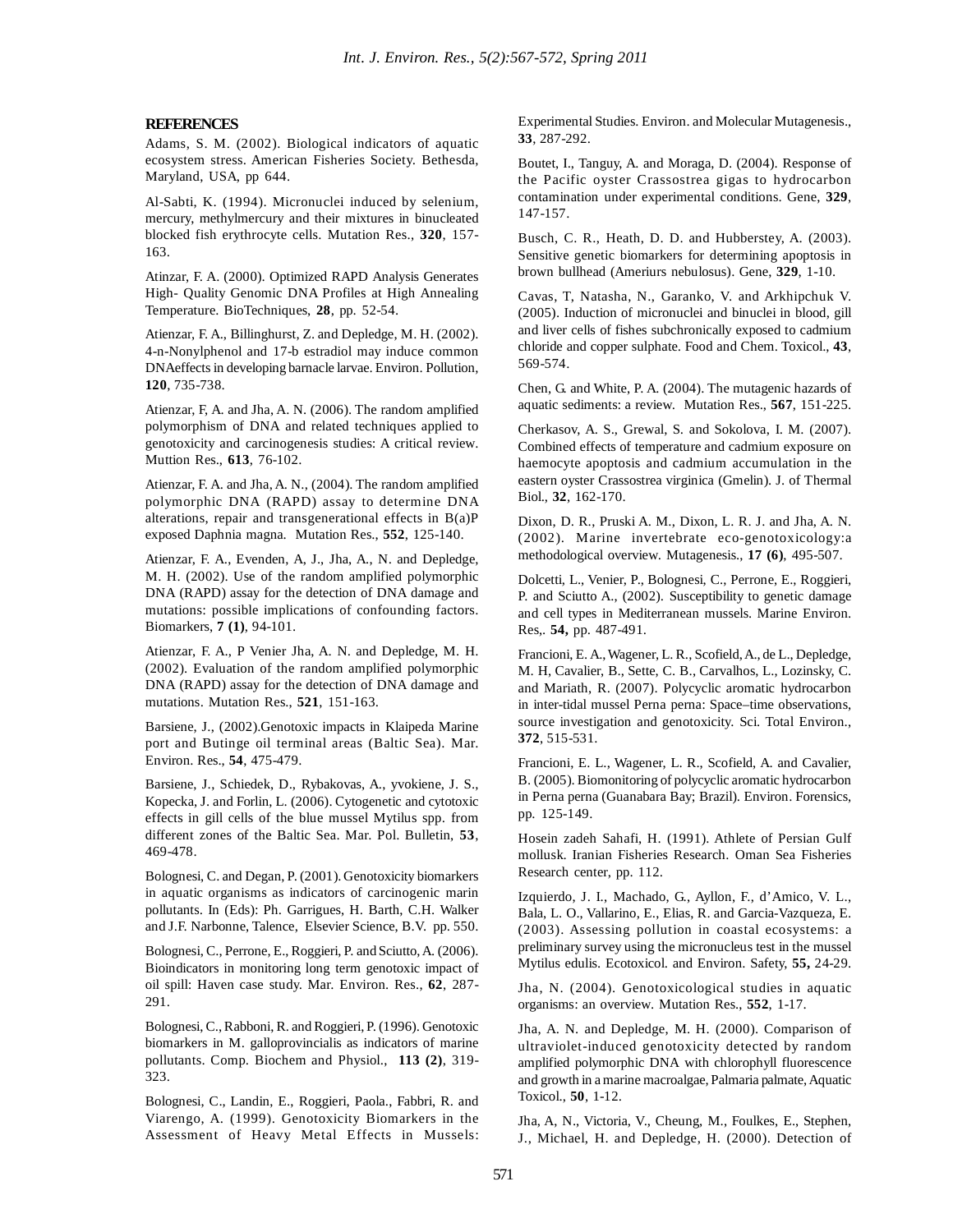## REFERENCES

Adams, S. M. (2002). Biological indicators of aquatic ecosystem stress. American Fisheries Society. Bethesda, Maryland, USA, pp 644.

Al-Sabti, K. (1994). Micronuclei induced by selenium, mercury, methylmercury and their mixtures in binucleated blocked fish erythrocyte cells. Mutation Res., **320**, 157-163.

Atinzar, F. A. (2000). Optimized RAPD Analysis Generates High- Quality Genomic DNA Profiles at High Annealing Temperature. BioTechniques, **28**, pp. 52-54.

Atienzar, F. A., Billinghurst, Z. and Depledge, M. H. (2002). 4-n-Nonylphenol and 17-b estradiol may induce common DNAeffects in developing barnacle larvae. Environ. Pollution, **120**, 735-738.

Atienzar, F, A. and Jha, A. N. (2006). The random amplified polymorphism of DNA and related techniques applied to genotoxicity and carcinogenesis studies: A critical review. Muttion Res., **613**, 76-102.

Atienzar, F. A. and Jha, A. N., (2004). The random amplified polymorphic DNA (RAPD) assay to determine DNA alterations, repair and transgenerational effects in B(a)P exposed Daphnia magna. Mutation Res., **552**, 125-140.

Atienzar, F. A., Evenden, A, J., Jha, A., N. and Depledge, M. H. (2002). Use of the random amplified polymorphic DNA (RAPD) assay for the detection of DNA damage and mutations: possible implications of confounding factors. Biomarkers, **7 (1)**, 94-101.

Atienzar, F. A., P Venier Jha, A. N. and Depledge, M. H. (2002). Evaluation of the random amplified polymorphic DNA (RAPD) assay for the detection of DNA damage and mutations. Mutation Res., **521**, 151-163.

Barsiene, J., (2002).Genotoxic impacts in Klaipeda Marine port and Butinge oil terminal areas (Baltic Sea). Mar. Environ. Res., **54**, 475-479.

Barsiene, J., Schiedek, D., Rybakovas, A., yvokiene, J. S., Kopecka, J. and Forlin, L. (2006). Cytogenetic and cytotoxic effects in gill cells of the blue mussel Mytilus spp. from different zones of the Baltic Sea. Mar. Pol. Bulletin, **53**, 469-478.

Bolognesi, C. and Degan, P. (2001). Genotoxicity biomarkers in aquatic organisms as indicators of carcinogenic marin pollutants. In (Eds): Ph. Garrigues, H. Barth, C.H. Walker and J.F. Narbonne, Talence, Elsevier Science, B.V. pp. 550.

Bolognesi, C., Perrone, E., Roggieri, P. and Sciutto, A. (2006). Bioindicators in monitoring long term genotoxic impact of oil spill: Haven case study. Mar. Environ. Res., **62**, 287-291.

Bolognesi, C., Rabboni, R. and Roggieri, P. (1996). Genotoxic biomarkers in M. galloprovincialis as indicators of marine pollutants. Comp. Biochem and Physiol., **113 (2)**, 319-323.

Bolognesi, C., Landin, E., Roggieri, Paola., Fabbri, R. and Viarengo, A. (1999). Genotoxicity Biomarkers in the Assessment of Heavy Metal Effects in Mussels: Experimental Studies. Environ. and Molecular Mutagenesis., **33**, 287-292.

Boutet, I., Tanguy, A. and Moraga, D. (2004). Response of the Pacific oyster Crassostrea gigas to hydrocarbon contamination under experimental conditions. Gene, **329**, 147-157.

Busch, C. R., Heath, D. D. and Hubberstey, A. (2003). Sensitive genetic biomarkers for determining apoptosis in brown bullhead (Ameriurs nebulosus). Gene, **329**, 1-10.

Cavas, T, Natasha, N., Garanko, V. and Arkhipchuk V. (2005). Induction of micronuclei and binuclei in blood, gill and liver cells of fishes subchronically exposed to cadmium chloride and copper sulphate. Food and Chem. Toxicol., **43**, 569-574.

Chen, G. and White, P. A. (2004). The mutagenic hazards of aquatic sediments: a review. Mutation Res., **567**, 151-225.

Cherkasov, A. S., Grewal, S. and Sokolova, I. M. (2007). Combined effects of temperature and cadmium exposure on haemocyte apoptosis and cadmium accumulation in the eastern oyster Crassostrea virginica (Gmelin). J. of Thermal Biol., **32**, 162-170.

Dixon, D. R., Pruski A. M., Dixon, L. R. J. and Jha, A. N. (2002). Marine invertebrate eco-genotoxicology:a methodological overview. Mutagenesis., **17 (6)**, 495-507.

Dolcetti, L., Venier, P., Bolognesi, C., Perrone, E., Roggieri, P. and Sciutto A., (2002). Susceptibility to genetic damage and cell types in Mediterranean mussels. Marine Environ. Res,. **54,** pp. 487-491.

Francioni, E. A., Wagener, L. R., Scofield, A., de L., Depledge, M. H, Cavalier, B., Sette, C. B., Carvalhos, L., Lozinsky, C. and Mariath, R. (2007). Polycyclic aromatic hydrocarbon in inter-tidal mussel Perna perna: Space–time observations, source investigation and genotoxicity. Sci. Total Environ., **372**, 515-531.

Francioni, E. L., Wagener, L. R., Scofield, A. and Cavalier, B. (2005). Biomonitoring of polycyclic aromatic hydrocarbon in Perna perna (Guanabara Bay; Brazil). Environ. Forensics, pp. 125-149.

Hosein zadeh Sahafi, H. (1991). Athlete of Persian Gulf mollusk. Iranian Fisheries Research. Oman Sea Fisheries Research center, pp. 112.

Izquierdo, J. I., Machado, G., Ayllon, F., d'Amico, V. L., Bala, L. O., Vallarino, E., Elias, R. and Garcia-Vazqueza, E. (2003). Assessing pollution in coastal ecosystems: a preliminary survey using the micronucleus test in the mussel Mytilus edulis. Ecotoxicol. and Environ. Safety, **55,** 24-29.

Jha, N. (2004). Genotoxicological studies in aquatic organisms: an overview. Mutation Res., **552**, 1-17.

Jha, A. N. and Depledge, M. H. (2000). Comparison of ultraviolet-induced genotoxicity detected by random amplified polymorphic DNA with chlorophyll fluorescence and growth in a marine macroalgae, Palmaria palmate, Aquatic Toxicol., **50**, 1-12.

Jha, A, N., Victoria, V., Cheung, M., Foulkes, E., Stephen, J., Michael, H. and Depledge, H. (2000). Detection of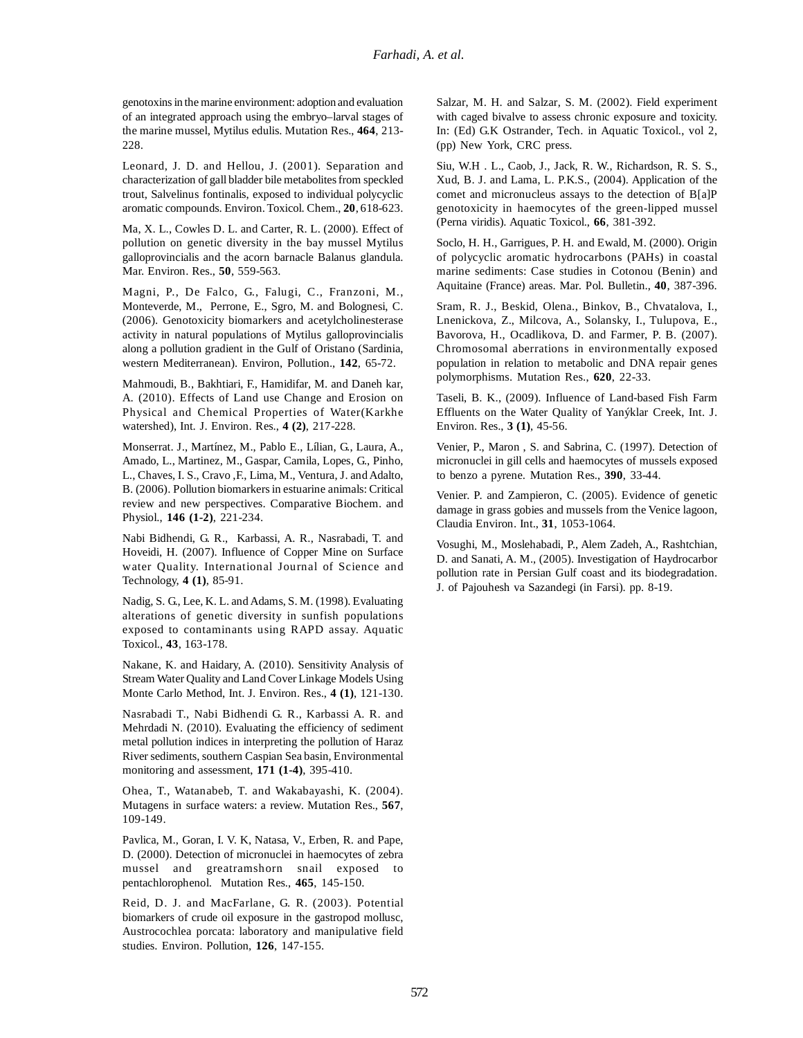genotoxins in the marine environment: adoption and evaluation of an integrated approach using the embryo–larval stages of the marine mussel, Mytilus edulis. Mutation Res., **464**, 213-228.

Leonard, J. D. and Hellou, J. (2001). Separation and characterization of gall bladder bile metabolites from speckled trout, Salvelinus fontinalis, exposed to individual polycyclic aromatic compounds. Environ. Toxicol. Chem., **20**, 618-623.

Ma, X. L., Cowles D. L. and Carter, R. L. (2000). Effect of pollution on genetic diversity in the bay mussel Mytilus galloprovincialis and the acorn barnacle Balanus glandula. Mar. Environ. Res., **50**, 559-563.

Magni, P., De Falco, G., Falugi, C., Franzoni, M., Monteverde, M., Perrone, E., Sgro, M. and Bolognesi, C. (2006). Genotoxicity biomarkers and acetylcholinesterase activity in natural populations of Mytilus galloprovincialis along a pollution gradient in the Gulf of Oristano (Sardinia, western Mediterranean). Environ, Pollution., **142**, 65-72.

Mahmoudi, B., Bakhtiari, F., Hamidifar, M. and Daneh kar, A. (2010). Effects of Land use Change and Erosion on Physical and Chemical Properties of Water(Karkhe watershed), Int. J. Environ. Res., **4 (2)**, 217-228.

Monserrat. J., Martínez, M., Pablo E., Lílian, G., Laura, A., Amado, L., Martinez, M., Gaspar, Camila, Lopes, G., Pinho, L., Chaves, I. S., Cravo ,F., Lima, M., Ventura, J. and Adalto, B. (2006). Pollution biomarkers in estuarine animals: Critical review and new perspectives. Comparative Biochem. and Physiol., **146 (1-2)**, 221-234.

Nabi Bidhendi, G. R., Karbassi, A. R., Nasrabadi, T. and Hoveidi, H. (2007). Influence of Copper Mine on Surface water Quality. International Journal of Science and Technology, **4 (1)**, 85-91.

Nadig, S. G., Lee, K. L. and Adams, S. M. (1998). Evaluating alterations of genetic diversity in sunfish populations exposed to contaminants using RAPD assay. Aquatic Toxicol., **43**, 163-178.

Nakane, K. and Haidary, A. (2010). Sensitivity Analysis of Stream Water Quality and Land Cover Linkage Models Using Monte Carlo Method, Int. J. Environ. Res., **4 (1)**, 121-130.

Nasrabadi T., Nabi Bidhendi G. R., Karbassi A. R. and Mehrdadi N. (2010). Evaluating the efficiency of sediment metal pollution indices in interpreting the pollution of Haraz River sediments, southern Caspian Sea basin, Environmental monitoring and assessment, **171 (1-4)**, 395-410.

Ohea, T., Watanabeb, T. and Wakabayashi, K. (2004). Mutagens in surface waters: a review. Mutation Res., **567**, 109-149.

Pavlica, M., Goran, I. V. K, Natasa, V., Erben, R. and Pape, D. (2000). Detection of micronuclei in haemocytes of zebra mussel and greatramshorn snail exposed to pentachlorophenol. Mutation Res., **465**, 145-150.

Reid, D. J. and MacFarlane, G. R. (2003). Potential biomarkers of crude oil exposure in the gastropod mollusc, Austrocochlea porcata: laboratory and manipulative field studies. Environ. Pollution, **126**, 147-155.

Salzar, M. H. and Salzar, S. M. (2002). Field experiment with caged bivalve to assess chronic exposure and toxicity. In: (Ed) G.K Ostrander, Tech. in Aquatic Toxicol., vol 2, (pp) New York, CRC press.

Siu, W.H . L., Caob, J., Jack, R. W., Richardson, R. S. S., Xud, B. J. and Lama, L. P.K.S., (2004). Application of the comet and micronucleus assays to the detection of B[a]P genotoxicity in haemocytes of the green-lipped mussel (Perna viridis). Aquatic Toxicol., **66**, 381-392.

Soclo, H. H., Garrigues, P. H. and Ewald, M. (2000). Origin of polycyclic aromatic hydrocarbons (PAHs) in coastal marine sediments: Case studies in Cotonou (Benin) and Aquitaine (France) areas. Mar. Pol. Bulletin., **40**, 387-396.

Sram, R. J., Beskid, Olena., Binkov, B., Chvatalova, I., Lnenickova, Z., Milcova, A., Solansky, I., Tulupova, E., Bavorova, H., Ocadlikova, D. and Farmer, P. B. (2007). Chromosomal aberrations in environmentally exposed population in relation to metabolic and DNA repair genes polymorphisms. Mutation Res., **620**, 22-33.

Taseli, B. K., (2009). Influence of Land-based Fish Farm Effluents on the Water Quality of Yanýklar Creek, Int. J. Environ. Res., **3 (1)**, 45-56.

Venier, P., Maron , S. and Sabrina, C. (1997). Detection of micronuclei in gill cells and haemocytes of mussels exposed to benzo a pyrene. Mutation Res., **390**, 33-44.

Venier. P. and Zampieron, C. (2005). Evidence of genetic damage in grass gobies and mussels from the Venice lagoon, Claudia Environ. Int., **31**, 1053-1064.

Vosughi, M., Moslehabadi, P., Alem Zadeh, A., Rashtchian, D. and Sanati, A. M., (2005). Investigation of Haydrocarbor pollution rate in Persian Gulf coast and its biodegradation. J. of Pajouhesh va Sazandegi (in Farsi). pp. 8-19.